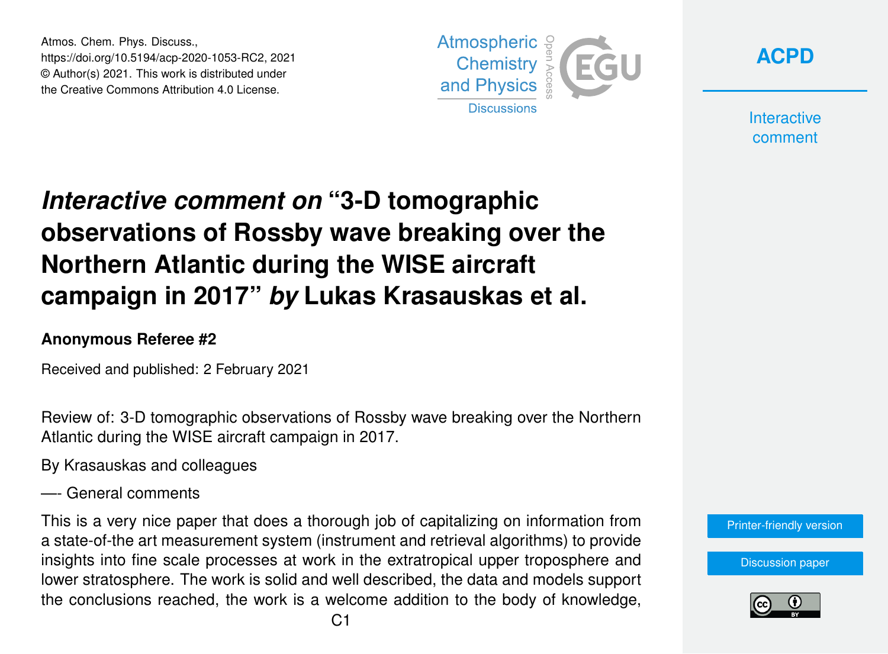Atmos. Chem. Phys. Discuss.,
https://doi.org/10.5194/acp-2020-1053-RC2, 2021
© Author(s) 2021. This work is distributed under
the Creative Commons Attribution 4.0 License.

# *Interactive comment on* "3-D tomographic observations of Rossby wave breaking over the Northern Atlantic during the WISE aircraft campaign in 2017" *by* Lukas Krasauskas et al.

### Anonymous Referee #2

Received and published: 2 February 2021

Review of: 3-D tomographic observations of Rossby wave breaking over the Northern Atlantic during the WISE aircraft campaign in 2017.

By Krasauskas and colleagues

—- General comments

This is a very nice paper that does a thorough job of capitalizing on information from a state-of-the art measurement system (instrument and retrieval algorithms) to provide insights into fine scale processes at work in the extratropical upper troposphere and lower stratosphere. The work is solid and well described, the data and models support the conclusions reached, the work is a welcome addition to the body of knowledge,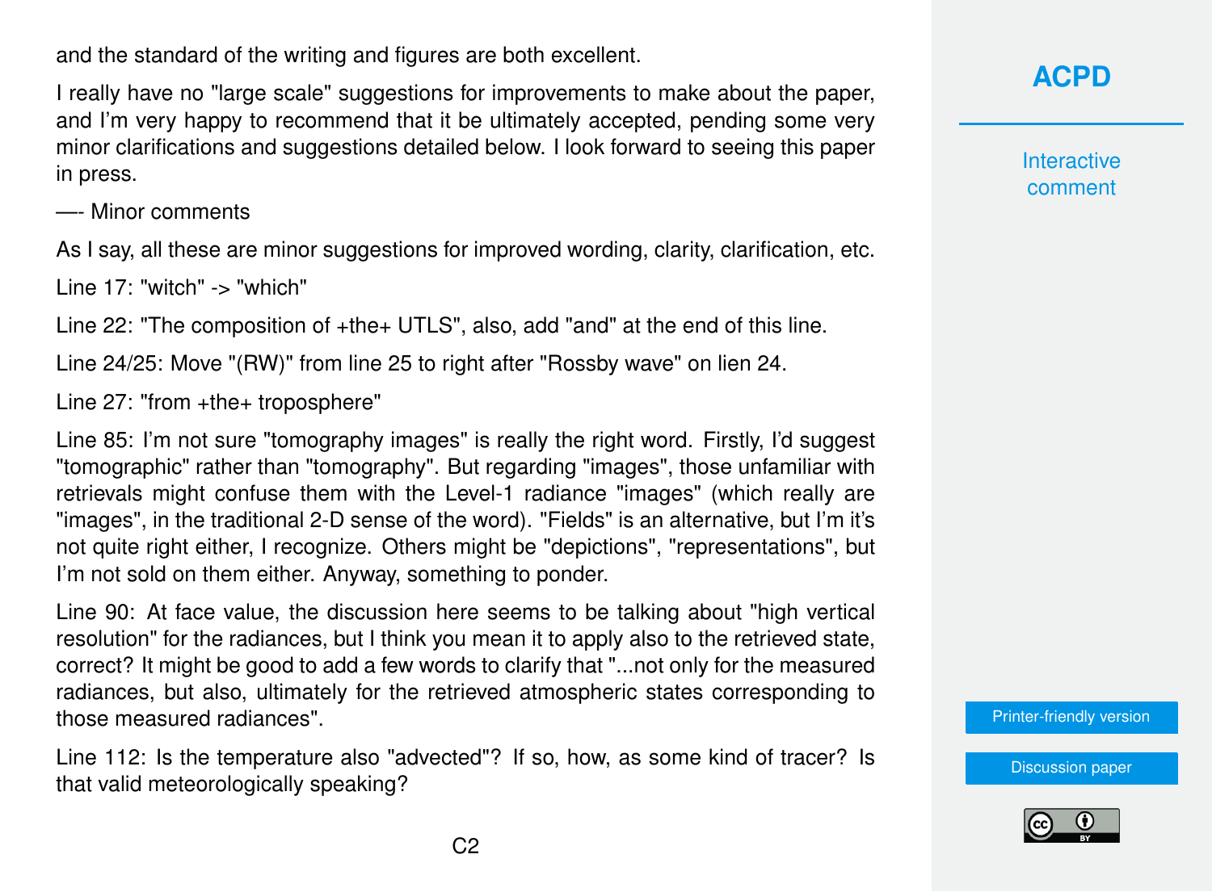and the standard of the writing and figures are both excellent.

I really have no "large scale" suggestions for improvements to make about the paper, and I'm very happy to recommend that it be ultimately accepted, pending some very minor clarifications and suggestions detailed below. I look forward to seeing this paper in press.

—- Minor comments

As I say, all these are minor suggestions for improved wording, clarity, clarification, etc.

Line 17: "witch" -> "which"

Line 22: "The composition of +the+ UTLS", also, add "and" at the end of this line.

Line 24/25: Move "(RW)" from line 25 to right after "Rossby wave" on lien 24.

Line 27: "from +the+ troposphere"

Line 85: I'm not sure "tomography images" is really the right word. Firstly, I'd suggest "tomographic" rather than "tomography". But regarding "images", those unfamiliar with retrievals might confuse them with the Level-1 radiance "images" (which really are "images", in the traditional 2-D sense of the word). "Fields" is an alternative, but I'm it's not quite right either, I recognize. Others might be "depictions", "representations", but I'm not sold on them either. Anyway, something to ponder.

Line 90: At face value, the discussion here seems to be talking about "high vertical resolution" for the radiances, but I think you mean it to apply also to the retrieved state, correct? It might be good to add a few words to clarify that "...not only for the measured radiances, but also, ultimately for the retrieved atmospheric states corresponding to those measured radiances".

Line 112: Is the temperature also "advected"? If so, how, as some kind of tracer? Is that valid meteorologically speaking?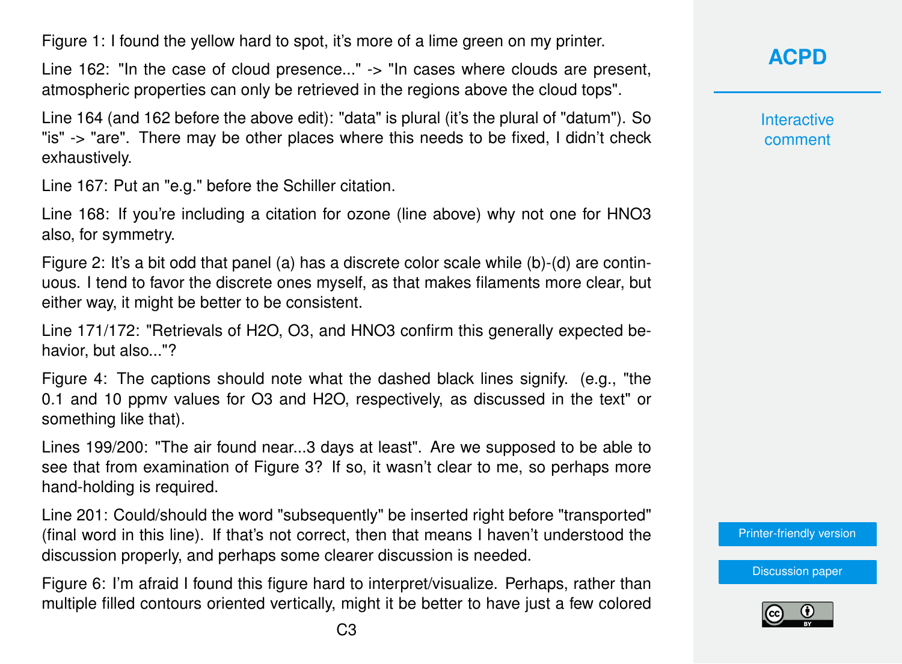Figure 1: I found the yellow hard to spot, it's more of a lime green on my printer.

Line 162: "In the case of cloud presence..." -> "In cases where clouds are present, atmospheric properties can only be retrieved in the regions above the cloud tops".

Line 164 (and 162 before the above edit): "data" is plural (it's the plural of "datum"). So "is" -> "are". There may be other places where this needs to be fixed, I didn't check exhaustively.

Line 167: Put an "e.g." before the Schiller citation.

Line 168: If you're including a citation for ozone (line above) why not one for HNO3 also, for symmetry.

Figure 2: It's a bit odd that panel (a) has a discrete color scale while (b)-(d) are continuous. I tend to favor the discrete ones myself, as that makes filaments more clear, but either way, it might be better to be consistent.

Line 171/172: "Retrievals of H2O, O3, and HNO3 confirm this generally expected behavior, but also..."?

Figure 4: The captions should note what the dashed black lines signify. (e.g., "the 0.1 and 10 ppmv values for O3 and H2O, respectively, as discussed in the text" or something like that).

Lines 199/200: "The air found near...3 days at least". Are we supposed to be able to see that from examination of Figure 3? If so, it wasn't clear to me, so perhaps more hand-holding is required.

Line 201: Could/should the word "subsequently" be inserted right before "transported" (final word in this line). If that's not correct, then that means I haven't understood the discussion properly, and perhaps some clearer discussion is needed.

Figure 6: I'm afraid I found this figure hard to interpret/visualize. Perhaps, rather than multiple filled contours oriented vertically, might it be better to have just a few colored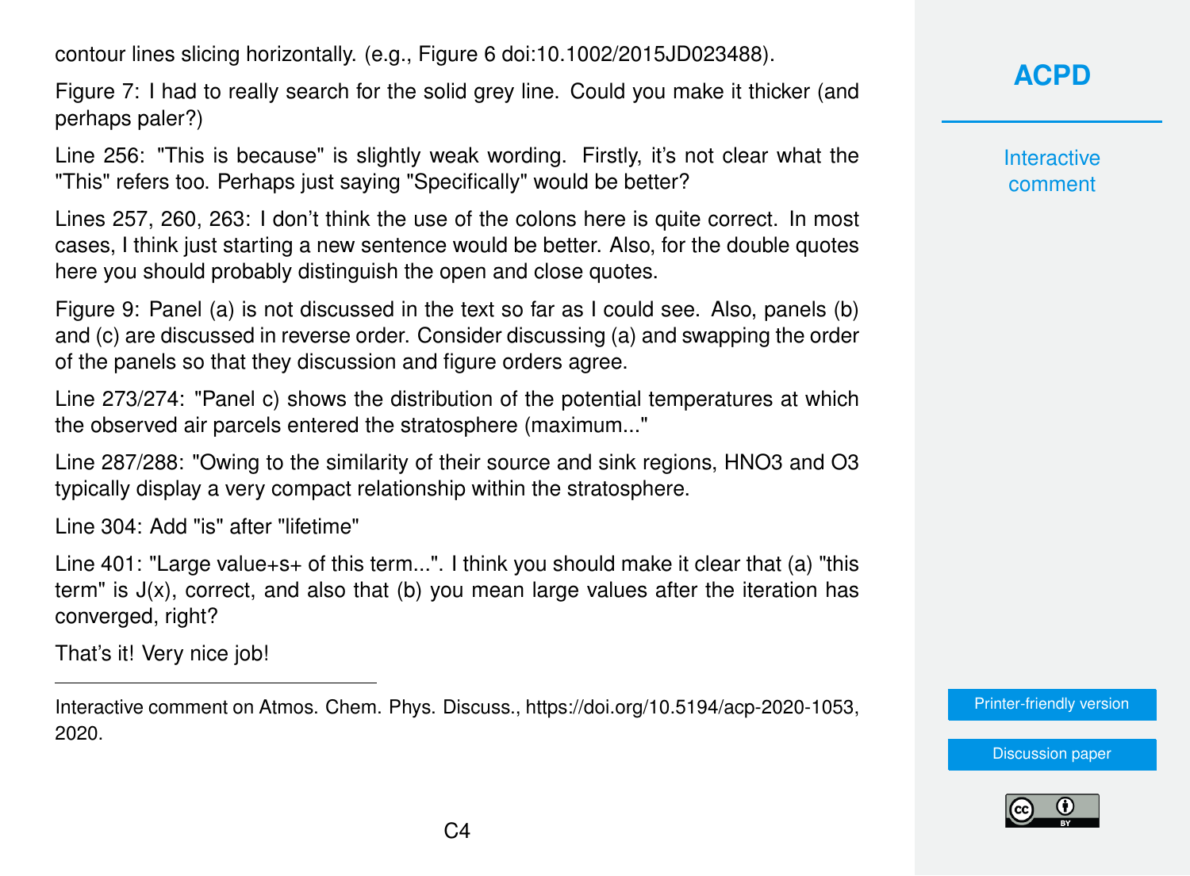contour lines slicing horizontally. (e.g., Figure 6 doi:10.1002/2015JD023488).

Figure 7: I had to really search for the solid grey line. Could you make it thicker (and perhaps paler?)

Line 256: "This is because" is slightly weak wording. Firstly, it's not clear what the "This" refers too. Perhaps just saying "Specifically" would be better?

Lines 257, 260, 263: I don't think the use of the colons here is quite correct. In most cases, I think just starting a new sentence would be better. Also, for the double quotes here you should probably distinguish the open and close quotes.

Figure 9: Panel (a) is not discussed in the text so far as I could see. Also, panels (b) and (c) are discussed in reverse order. Consider discussing (a) and swapping the order of the panels so that they discussion and figure orders agree.

Line 273/274: "Panel c) shows the distribution of the potential temperatures at which the observed air parcels entered the stratosphere (maximum..."

Line 287/288: "Owing to the similarity of their source and sink regions, $HNO_3$ and $O_3$ typically display a very compact relationship within the stratosphere.

Line 304: Add "is" after "lifetime"

Line 401: "Large value+s+ of this term...". I think you should make it clear that (a) "this term" is $J(x)$, correct, and also that (b) you mean large values after the iteration has converged, right?

That's it! Very nice job!

---

Interactive comment on Atmos. Chem. Phys. Discuss., https://doi.org/10.5194/acp-2020-1053, 2020.